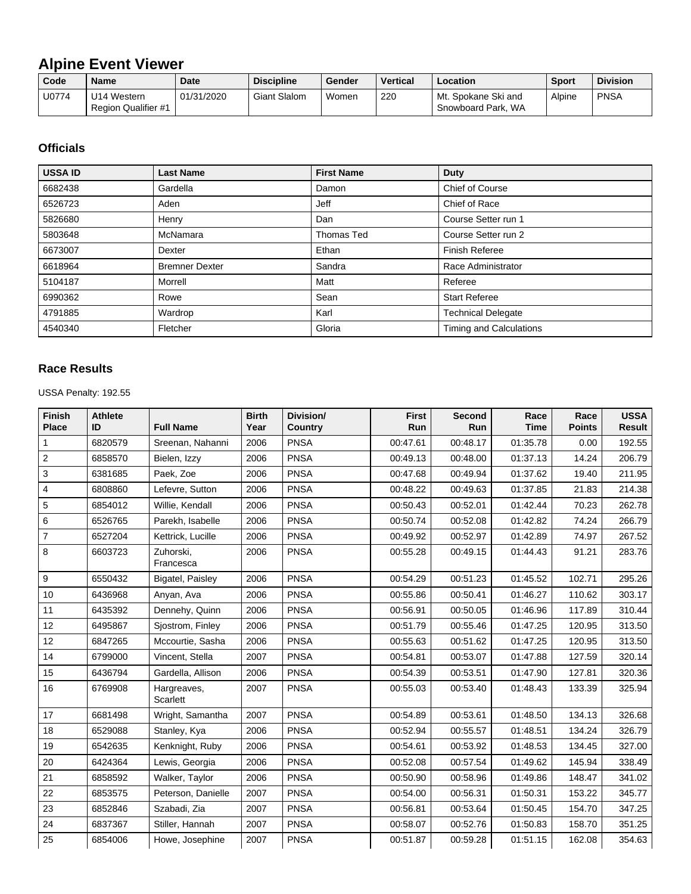# Alpine Event Viewer

| Code | Name | Date | Discipline | Gender | Vertical | Location | Sport | Division |
|---|---|---|---|---|---|---|---|---|
| U0774 | U14 Western Region Qualifier #1 | 01/31/2020 | Giant Slalom | Women | 220 | Mt. Spokane Ski and Snowboard Park, WA | Alpine | PNSA |

## Officials

| USSA ID | Last Name | First Name | Duty |
|---|---|---|---|
| 6682438 | Gardella | Damon | Chief of Course |
| 6526723 | Aden | Jeff | Chief of Race |
| 5826680 | Henry | Dan | Course Setter run 1 |
| 5803648 | McNamara | Thomas Ted | Course Setter run 2 |
| 6673007 | Dexter | Ethan | Finish Referee |
| 6618964 | Bremner Dexter | Sandra | Race Administrator |
| 5104187 | Morrell | Matt | Referee |
| 6990362 | Rowe | Sean | Start Referee |
| 4791885 | Wardrop | Karl | Technical Delegate |
| 4540340 | Fletcher | Gloria | Timing and Calculations |

## Race Results

USSA Penalty: 192.55

| Finish Place | Athlete ID | Full Name | Birth Year | Division/ Country | First Run | Second Run | Race Time | Race Points | USSA Result |
|---|---|---|---|---|---|---|---|---|---|
| 1 | 6820579 | Sreenan, Nahanni | 2006 | PNSA | 00:47.61 | 00:48.17 | 01:35.78 | 0.00 | 192.55 |
| 2 | 6858570 | Bielen, Izzy | 2006 | PNSA | 00:49.13 | 00:48.00 | 01:37.13 | 14.24 | 206.79 |
| 3 | 6381685 | Paek, Zoe | 2006 | PNSA | 00:47.68 | 00:49.94 | 01:37.62 | 19.40 | 211.95 |
| 4 | 6808860 | Lefevre, Sutton | 2006 | PNSA | 00:48.22 | 00:49.63 | 01:37.85 | 21.83 | 214.38 |
| 5 | 6854012 | Willie, Kendall | 2006 | PNSA | 00:50.43 | 00:52.01 | 01:42.44 | 70.23 | 262.78 |
| 6 | 6526765 | Parekh, Isabelle | 2006 | PNSA | 00:50.74 | 00:52.08 | 01:42.82 | 74.24 | 266.79 |
| 7 | 6527204 | Kettrick, Lucille | 2006 | PNSA | 00:49.92 | 00:52.97 | 01:42.89 | 74.97 | 267.52 |
| 8 | 6603723 | Zuhorski, Francesca | 2006 | PNSA | 00:55.28 | 00:49.15 | 01:44.43 | 91.21 | 283.76 |
| 9 | 6550432 | Bigatel, Paisley | 2006 | PNSA | 00:54.29 | 00:51.23 | 01:45.52 | 102.71 | 295.26 |
| 10 | 6436968 | Anyan, Ava | 2006 | PNSA | 00:55.86 | 00:50.41 | 01:46.27 | 110.62 | 303.17 |
| 11 | 6435392 | Dennehy, Quinn | 2006 | PNSA | 00:56.91 | 00:50.05 | 01:46.96 | 117.89 | 310.44 |
| 12 | 6495867 | Sjostrom, Finley | 2006 | PNSA | 00:51.79 | 00:55.46 | 01:47.25 | 120.95 | 313.50 |
| 12 | 6847265 | Mccourtie, Sasha | 2006 | PNSA | 00:55.63 | 00:51.62 | 01:47.25 | 120.95 | 313.50 |
| 14 | 6799000 | Vincent, Stella | 2007 | PNSA | 00:54.81 | 00:53.07 | 01:47.88 | 127.59 | 320.14 |
| 15 | 6436794 | Gardella, Allison | 2006 | PNSA | 00:54.39 | 00:53.51 | 01:47.90 | 127.81 | 320.36 |
| 16 | 6769908 | Hargreaves, Scarlett | 2007 | PNSA | 00:55.03 | 00:53.40 | 01:48.43 | 133.39 | 325.94 |
| 17 | 6681498 | Wright, Samantha | 2007 | PNSA | 00:54.89 | 00:53.61 | 01:48.50 | 134.13 | 326.68 |
| 18 | 6529088 | Stanley, Kya | 2006 | PNSA | 00:52.94 | 00:55.57 | 01:48.51 | 134.24 | 326.79 |
| 19 | 6542635 | Kenknight, Ruby | 2006 | PNSA | 00:54.61 | 00:53.92 | 01:48.53 | 134.45 | 327.00 |
| 20 | 6424364 | Lewis, Georgia | 2006 | PNSA | 00:52.08 | 00:57.54 | 01:49.62 | 145.94 | 338.49 |
| 21 | 6858592 | Walker, Taylor | 2006 | PNSA | 00:50.90 | 00:58.96 | 01:49.86 | 148.47 | 341.02 |
| 22 | 6853575 | Peterson, Danielle | 2007 | PNSA | 00:54.00 | 00:56.31 | 01:50.31 | 153.22 | 345.77 |
| 23 | 6852846 | Szabadi, Zia | 2007 | PNSA | 00:56.81 | 00:53.64 | 01:50.45 | 154.70 | 347.25 |
| 24 | 6837367 | Stiller, Hannah | 2007 | PNSA | 00:58.07 | 00:52.76 | 01:50.83 | 158.70 | 351.25 |
| 25 | 6854006 | Howe, Josephine | 2007 | PNSA | 00:51.87 | 00:59.28 | 01:51.15 | 162.08 | 354.63 |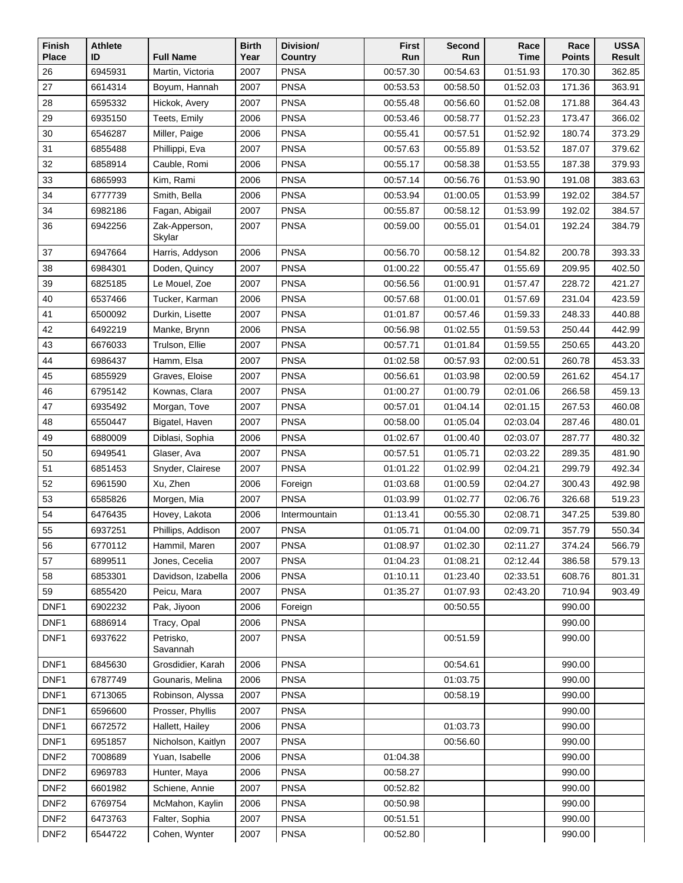| Finish Place | Athlete ID | Full Name | Birth Year | Division/ Country | First Run | Second Run | Race Time | Race Points | USSA Result |
|---|---|---|---|---|---|---|---|---|---|
| 26 | 6945931 | Martin, Victoria | 2007 | PNSA | 00:57.30 | 00:54.63 | 01:51.93 | 170.30 | 362.85 |
| 27 | 6614314 | Boyum, Hannah | 2007 | PNSA | 00:53.53 | 00:58.50 | 01:52.03 | 171.36 | 363.91 |
| 28 | 6595332 | Hickok, Avery | 2007 | PNSA | 00:55.48 | 00:56.60 | 01:52.08 | 171.88 | 364.43 |
| 29 | 6935150 | Teets, Emily | 2006 | PNSA | 00:53.46 | 00:58.77 | 01:52.23 | 173.47 | 366.02 |
| 30 | 6546287 | Miller, Paige | 2006 | PNSA | 00:55.41 | 00:57.51 | 01:52.92 | 180.74 | 373.29 |
| 31 | 6855488 | Phillippi, Eva | 2007 | PNSA | 00:57.63 | 00:55.89 | 01:53.52 | 187.07 | 379.62 |
| 32 | 6858914 | Cauble, Romi | 2006 | PNSA | 00:55.17 | 00:58.38 | 01:53.55 | 187.38 | 379.93 |
| 33 | 6865993 | Kim, Rami | 2006 | PNSA | 00:57.14 | 00:56.76 | 01:53.90 | 191.08 | 383.63 |
| 34 | 6777739 | Smith, Bella | 2006 | PNSA | 00:53.94 | 01:00.05 | 01:53.99 | 192.02 | 384.57 |
| 34 | 6982186 | Fagan, Abigail | 2007 | PNSA | 00:55.87 | 00:58.12 | 01:53.99 | 192.02 | 384.57 |
| 36 | 6942256 | Zak-Apperson, Skylar | 2007 | PNSA | 00:59.00 | 00:55.01 | 01:54.01 | 192.24 | 384.79 |
| 37 | 6947664 | Harris, Addyson | 2006 | PNSA | 00:56.70 | 00:58.12 | 01:54.82 | 200.78 | 393.33 |
| 38 | 6984301 | Doden, Quincy | 2007 | PNSA | 01:00.22 | 00:55.47 | 01:55.69 | 209.95 | 402.50 |
| 39 | 6825185 | Le Mouel, Zoe | 2007 | PNSA | 00:56.56 | 01:00.91 | 01:57.47 | 228.72 | 421.27 |
| 40 | 6537466 | Tucker, Karman | 2006 | PNSA | 00:57.68 | 01:00.01 | 01:57.69 | 231.04 | 423.59 |
| 41 | 6500092 | Durkin, Lisette | 2007 | PNSA | 01:01.87 | 00:57.46 | 01:59.33 | 248.33 | 440.88 |
| 42 | 6492219 | Manke, Brynn | 2006 | PNSA | 00:56.98 | 01:02.55 | 01:59.53 | 250.44 | 442.99 |
| 43 | 6676033 | Trulson, Ellie | 2007 | PNSA | 00:57.71 | 01:01.84 | 01:59.55 | 250.65 | 443.20 |
| 44 | 6986437 | Hamm, Elsa | 2007 | PNSA | 01:02.58 | 00:57.93 | 02:00.51 | 260.78 | 453.33 |
| 45 | 6855929 | Graves, Eloise | 2007 | PNSA | 00:56.61 | 01:03.98 | 02:00.59 | 261.62 | 454.17 |
| 46 | 6795142 | Kownas, Clara | 2007 | PNSA | 01:00.27 | 01:00.79 | 02:01.06 | 266.58 | 459.13 |
| 47 | 6935492 | Morgan, Tove | 2007 | PNSA | 00:57.01 | 01:04.14 | 02:01.15 | 267.53 | 460.08 |
| 48 | 6550447 | Bigatel, Haven | 2007 | PNSA | 00:58.00 | 01:05.04 | 02:03.04 | 287.46 | 480.01 |
| 49 | 6880009 | Diblasi, Sophia | 2006 | PNSA | 01:02.67 | 01:00.40 | 02:03.07 | 287.77 | 480.32 |
| 50 | 6949541 | Glaser, Ava | 2007 | PNSA | 00:57.51 | 01:05.71 | 02:03.22 | 289.35 | 481.90 |
| 51 | 6851453 | Snyder, Clairese | 2007 | PNSA | 01:01.22 | 01:02.99 | 02:04.21 | 299.79 | 492.34 |
| 52 | 6961590 | Xu, Zhen | 2006 | Foreign | 01:03.68 | 01:00.59 | 02:04.27 | 300.43 | 492.98 |
| 53 | 6585826 | Morgen, Mia | 2007 | PNSA | 01:03.99 | 01:02.77 | 02:06.76 | 326.68 | 519.23 |
| 54 | 6476435 | Hovey, Lakota | 2006 | Intermountain | 01:13.41 | 00:55.30 | 02:08.71 | 347.25 | 539.80 |
| 55 | 6937251 | Phillips, Addison | 2007 | PNSA | 01:05.71 | 01:04.00 | 02:09.71 | 357.79 | 550.34 |
| 56 | 6770112 | Hammil, Maren | 2007 | PNSA | 01:08.97 | 01:02.30 | 02:11.27 | 374.24 | 566.79 |
| 57 | 6899511 | Jones, Cecelia | 2007 | PNSA | 01:04.23 | 01:08.21 | 02:12.44 | 386.58 | 579.13 |
| 58 | 6853301 | Davidson, Izabella | 2006 | PNSA | 01:10.11 | 01:23.40 | 02:33.51 | 608.76 | 801.31 |
| 59 | 6855420 | Peicu, Mara | 2007 | PNSA | 01:35.27 | 01:07.93 | 02:43.20 | 710.94 | 903.49 |
| DNF1 | 6902232 | Pak, Jiyoon | 2006 | Foreign | | 00:50.55 | | 990.00 | |
| DNF1 | 6886914 | Tracy, Opal | 2006 | PNSA | | | | 990.00 | |
| DNF1 | 6937622 | Petrisko, Savannah | 2007 | PNSA | | 00:51.59 | | 990.00 | |
| DNF1 | 6845630 | Grosdidier, Karah | 2006 | PNSA | | 00:54.61 | | 990.00 | |
| DNF1 | 6787749 | Gounaris, Melina | 2006 | PNSA | | 01:03.75 | | 990.00 | |
| DNF1 | 6713065 | Robinson, Alyssa | 2007 | PNSA | | 00:58.19 | | 990.00 | |
| DNF1 | 6596600 | Prosser, Phyllis | 2007 | PNSA | | | | 990.00 | |
| DNF1 | 6672572 | Hallett, Hailey | 2006 | PNSA | | 01:03.73 | | 990.00 | |
| DNF1 | 6951857 | Nicholson, Kaitlyn | 2007 | PNSA | | 00:56.60 | | 990.00 | |
| DNF2 | 7008689 | Yuan, Isabelle | 2006 | PNSA | 01:04.38 | | | 990.00 | |
| DNF2 | 6969783 | Hunter, Maya | 2006 | PNSA | 00:58.27 | | | 990.00 | |
| DNF2 | 6601982 | Schiene, Annie | 2007 | PNSA | 00:52.82 | | | 990.00 | |
| DNF2 | 6769754 | McMahon, Kaylin | 2006 | PNSA | 00:50.98 | | | 990.00 | |
| DNF2 | 6473763 | Falter, Sophia | 2007 | PNSA | 00:51.51 | | | 990.00 | |
| DNF2 | 6544722 | Cohen, Wynter | 2007 | PNSA | 00:52.80 | | | 990.00 | |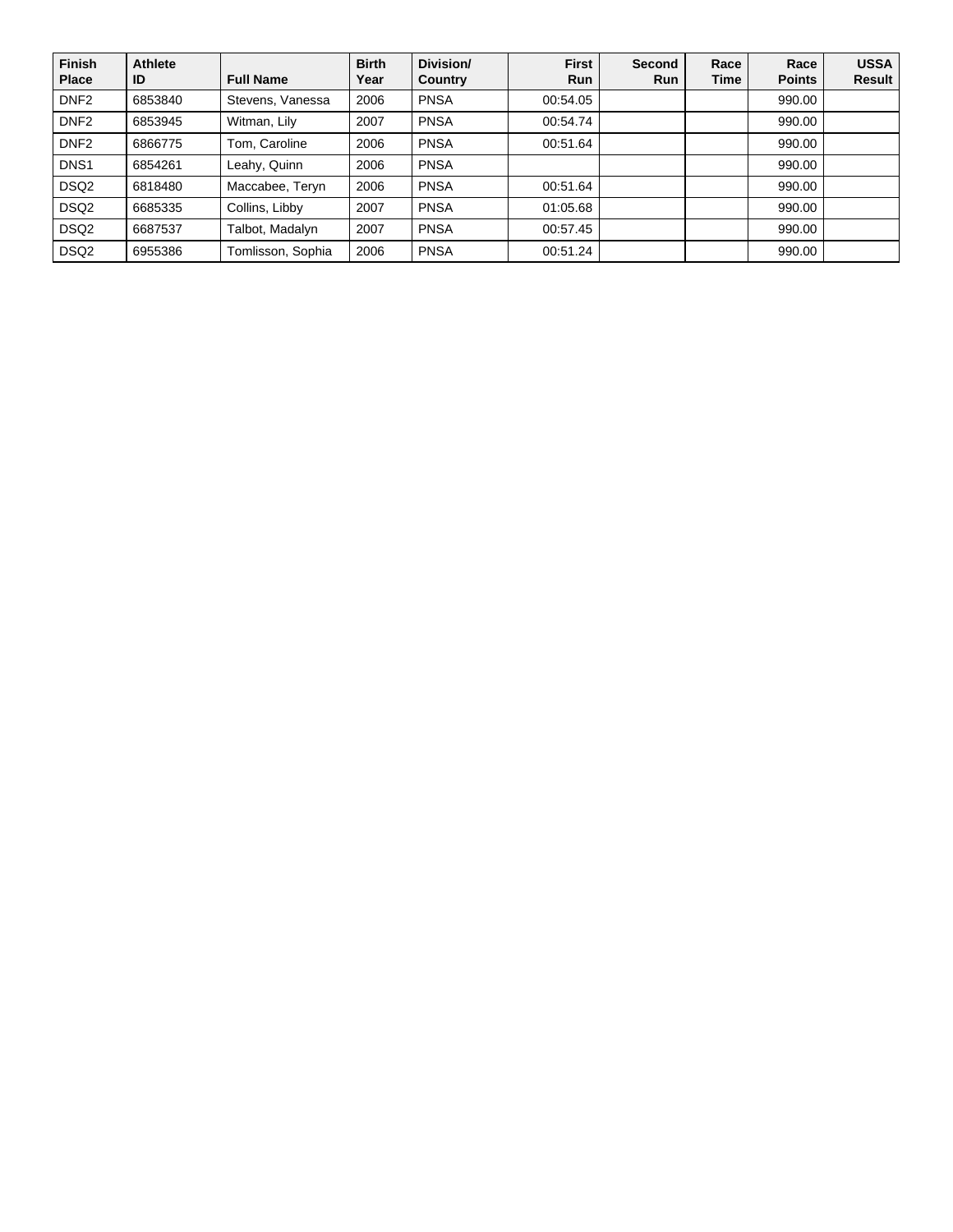| Finish Place | Athlete ID | Full Name | Birth Year | Division/ Country | First Run | Second Run | Race Time | Race Points | USSA Result |
|---|---|---|---|---|---|---|---|---|---|
| DNF2 | 6853840 | Stevens, Vanessa | 2006 | PNSA | 00:54.05 | | | 990.00 | |
| DNF2 | 6853945 | Witman, Lily | 2007 | PNSA | 00:54.74 | | | 990.00 | |
| DNF2 | 6866775 | Tom, Caroline | 2006 | PNSA | 00:51.64 | | | 990.00 | |
| DNS1 | 6854261 | Leahy, Quinn | 2006 | PNSA | | | | 990.00 | |
| DSQ2 | 6818480 | Maccabee, Teryn | 2006 | PNSA | 00:51.64 | | | 990.00 | |
| DSQ2 | 6685335 | Collins, Libby | 2007 | PNSA | 01:05.68 | | | 990.00 | |
| DSQ2 | 6687537 | Talbot, Madalyn | 2007 | PNSA | 00:57.45 | | | 990.00 | |
| DSQ2 | 6955386 | Tomlisson, Sophia | 2006 | PNSA | 00:51.24 | | | 990.00 | |